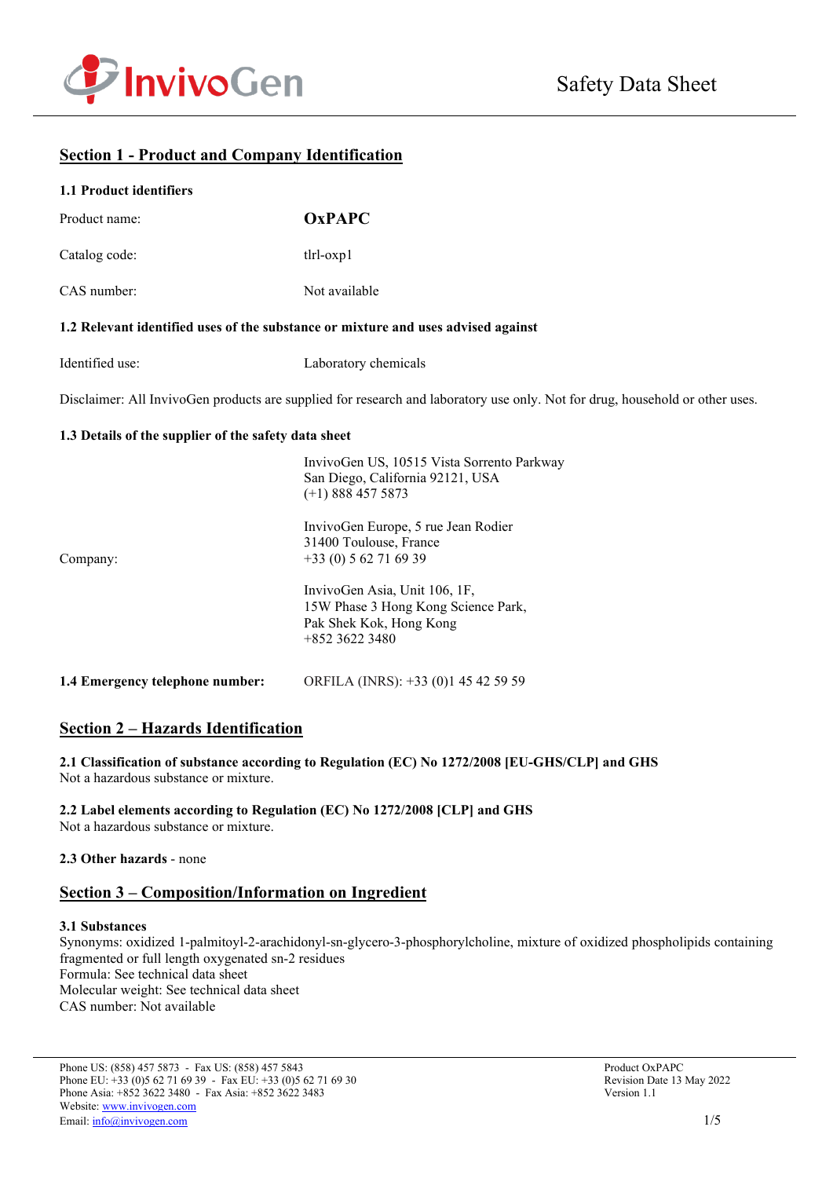Safety Data Sheet

## Section 1 - Product and Company Identification

### 1.1 Product identifiers

| | |
|---|---|
| Product name: | **OxPAPC** |
| Catalog code: | tlrl-oxp1 |
| CAS number: | Not available |

### 1.2 Relevant identified uses of the substance or mixture and uses advised against

| | |
|---|---|
| Identified use: | Laboratory chemicals |

Disclaimer: All InvivoGen products are supplied for research and laboratory use only. Not for drug, household or other uses.

### 1.3 Details of the supplier of the safety data sheet

Company:

InvivoGen US, 10515 Vista Sorrento Parkway
San Diego, California 92121, USA
(+1) 888 457 5873

InvivoGen Europe, 5 rue Jean Rodier
31400 Toulouse, France
+33 (0) 5 62 71 69 39

InvivoGen Asia, Unit 106, 1F,
15W Phase 3 Hong Kong Science Park,
Pak Shek Kok, Hong Kong
+852 3622 3480

**1.4 Emergency telephone number:** ORFILA (INRS): +33 (0)1 45 42 59 59

## Section 2 – Hazards Identification

**2.1 Classification of substance according to Regulation (EC) No 1272/2008 [EU-GHS/CLP] and GHS**
Not a hazardous substance or mixture.

**2.2 Label elements according to Regulation (EC) No 1272/2008 [CLP] and GHS**
Not a hazardous substance or mixture.

**2.3 Other hazards** - none

## Section 3 – Composition/Information on Ingredient

**3.1 Substances**
Synonyms: oxidized 1-palmitoyl-2-arachidonyl-sn-glycero-3-phosphorylcholine, mixture of oxidized phospholipids containing fragmented or full length oxygenated sn-2 residues
Formula: See technical data sheet
Molecular weight: See technical data sheet
CAS number: Not available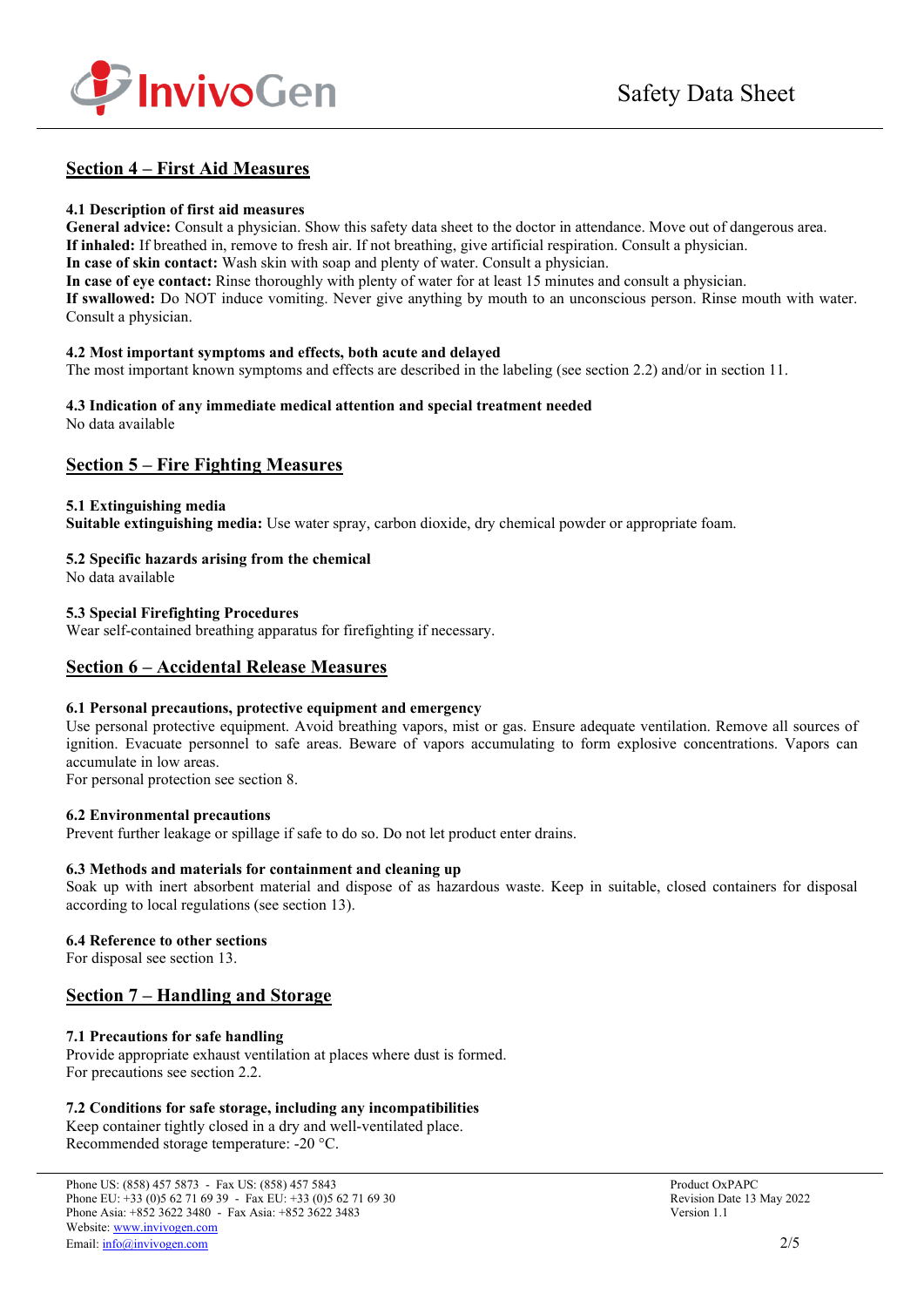## Section 4 – First Aid Measures

### 4.1 Description of first aid measures

**General advice:** Consult a physician. Show this safety data sheet to the doctor in attendance. Move out of dangerous area.
**If inhaled:** If breathed in, remove to fresh air. If not breathing, give artificial respiration. Consult a physician.
**In case of skin contact:** Wash skin with soap and plenty of water. Consult a physician.
**In case of eye contact:** Rinse thoroughly with plenty of water for at least 15 minutes and consult a physician.
**If swallowed:** Do NOT induce vomiting. Never give anything by mouth to an unconscious person. Rinse mouth with water. Consult a physician.

### 4.2 Most important symptoms and effects, both acute and delayed

The most important known symptoms and effects are described in the labeling (see section 2.2) and/or in section 11.

### 4.3 Indication of any immediate medical attention and special treatment needed

No data available

## Section 5 – Fire Fighting Measures

### 5.1 Extinguishing media

**Suitable extinguishing media:** Use water spray, carbon dioxide, dry chemical powder or appropriate foam.

### 5.2 Specific hazards arising from the chemical

No data available

### 5.3 Special Firefighting Procedures

Wear self-contained breathing apparatus for firefighting if necessary.

## Section 6 – Accidental Release Measures

### 6.1 Personal precautions, protective equipment and emergency

Use personal protective equipment. Avoid breathing vapors, mist or gas. Ensure adequate ventilation. Remove all sources of ignition. Evacuate personnel to safe areas. Beware of vapors accumulating to form explosive concentrations. Vapors can accumulate in low areas.
For personal protection see section 8.

### 6.2 Environmental precautions

Prevent further leakage or spillage if safe to do so. Do not let product enter drains.

### 6.3 Methods and materials for containment and cleaning up

Soak up with inert absorbent material and dispose of as hazardous waste. Keep in suitable, closed containers for disposal according to local regulations (see section 13).

### 6.4 Reference to other sections

For disposal see section 13.

## Section 7 – Handling and Storage

### 7.1 Precautions for safe handling

Provide appropriate exhaust ventilation at places where dust is formed.
For precautions see section 2.2.

### 7.2 Conditions for safe storage, including any incompatibilities

Keep container tightly closed in a dry and well-ventilated place.
Recommended storage temperature: -20 °C.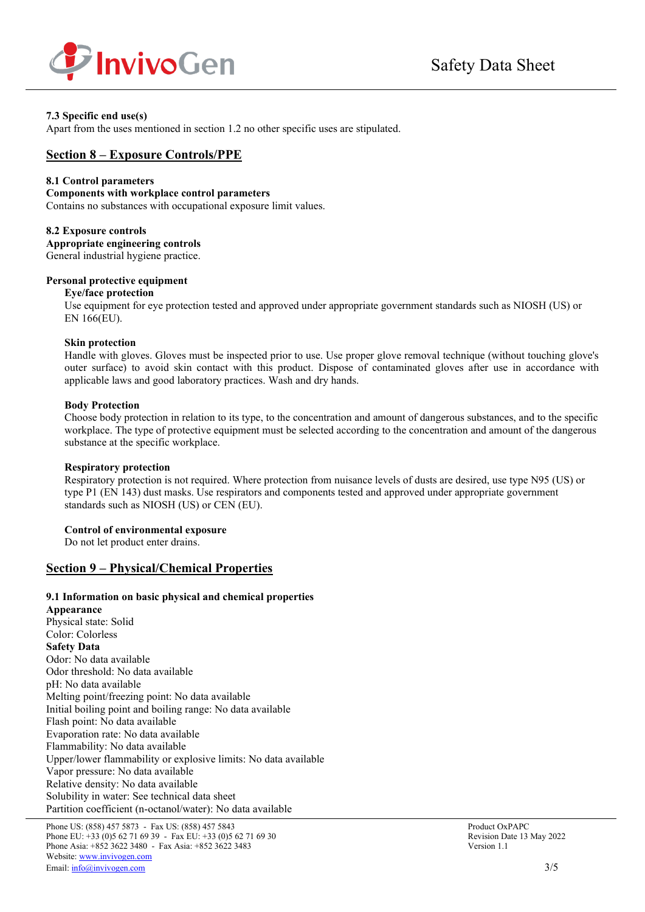**7.3 Specific end use(s)**
Apart from the uses mentioned in section 1.2 no other specific uses are stipulated.

## Section 8 – Exposure Controls/PPE

**8.1 Control parameters**
**Components with workplace control parameters**
Contains no substances with occupational exposure limit values.

**8.2 Exposure controls**
**Appropriate engineering controls**
General industrial hygiene practice.

**Personal protective equipment**

**Eye/face protection**
Use equipment for eye protection tested and approved under appropriate government standards such as NIOSH (US) or EN 166(EU).

**Skin protection**
Handle with gloves. Gloves must be inspected prior to use. Use proper glove removal technique (without touching glove's outer surface) to avoid skin contact with this product. Dispose of contaminated gloves after use in accordance with applicable laws and good laboratory practices. Wash and dry hands.

**Body Protection**
Choose body protection in relation to its type, to the concentration and amount of dangerous substances, and to the specific workplace. The type of protective equipment must be selected according to the concentration and amount of the dangerous substance at the specific workplace.

**Respiratory protection**
Respiratory protection is not required. Where protection from nuisance levels of dusts are desired, use type N95 (US) or type P1 (EN 143) dust masks. Use respirators and components tested and approved under appropriate government standards such as NIOSH (US) or CEN (EU).

**Control of environmental exposure**
Do not let product enter drains.

## Section 9 – Physical/Chemical Properties

**9.1 Information on basic physical and chemical properties**
**Appearance**
Physical state: Solid
Color: Colorless
**Safety Data**
Odor: No data available
Odor threshold: No data available
pH: No data available
Melting point/freezing point: No data available
Initial boiling point and boiling range: No data available
Flash point: No data available
Evaporation rate: No data available
Flammability: No data available
Upper/lower flammability or explosive limits: No data available
Vapor pressure: No data available
Relative density: No data available
Solubility in water: See technical data sheet
Partition coefficient (n-octanol/water): No data available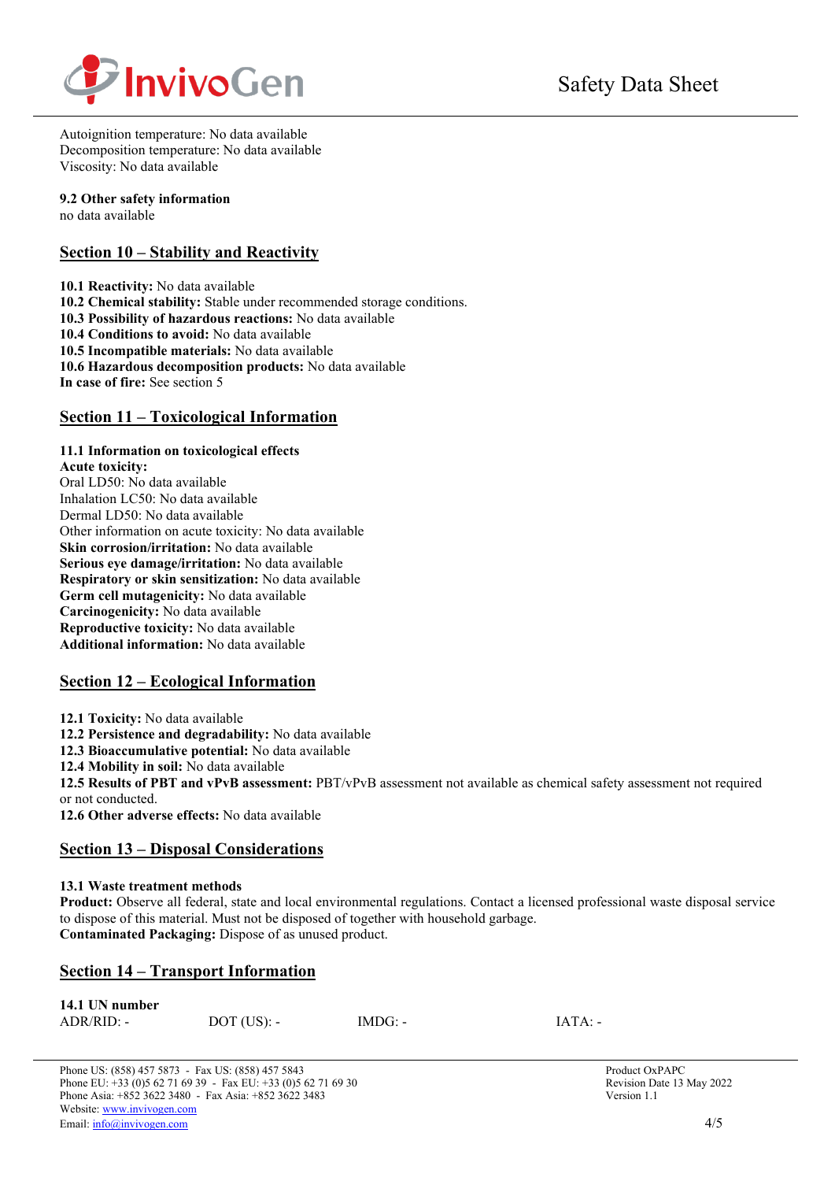Autoignition temperature: No data available
Decomposition temperature: No data available
Viscosity: No data available

**9.2 Other safety information**
no data available

## Section 10 – Stability and Reactivity

**10.1 Reactivity:** No data available
**10.2 Chemical stability:** Stable under recommended storage conditions.
**10.3 Possibility of hazardous reactions:** No data available
**10.4 Conditions to avoid:** No data available
**10.5 Incompatible materials:** No data available
**10.6 Hazardous decomposition products:** No data available
**In case of fire:** See section 5

## Section 11 – Toxicological Information

**11.1 Information on toxicological effects**
**Acute toxicity:**
Oral LD50: No data available
Inhalation LC50: No data available
Dermal LD50: No data available
Other information on acute toxicity: No data available
**Skin corrosion/irritation:** No data available
**Serious eye damage/irritation:** No data available
**Respiratory or skin sensitization:** No data available
**Germ cell mutagenicity:** No data available
**Carcinogenicity:** No data available
**Reproductive toxicity:** No data available
**Additional information:** No data available

## Section 12 – Ecological Information

**12.1 Toxicity:** No data available
**12.2 Persistence and degradability:** No data available
**12.3 Bioaccumulative potential:** No data available
**12.4 Mobility in soil:** No data available
**12.5 Results of PBT and vPvB assessment:** PBT/vPvB assessment not available as chemical safety assessment not required or not conducted.
**12.6 Other adverse effects:** No data available

## Section 13 – Disposal Considerations

**13.1 Waste treatment methods**
**Product:** Observe all federal, state and local environmental regulations. Contact a licensed professional waste disposal service to dispose of this material. Must not be disposed of together with household garbage.
**Contaminated Packaging:** Dispose of as unused product.

## Section 14 – Transport Information

**14.1 UN number**

| ADR/RID: - | DOT (US): - | IMDG: - | IATA: - |
|---|---|---|---|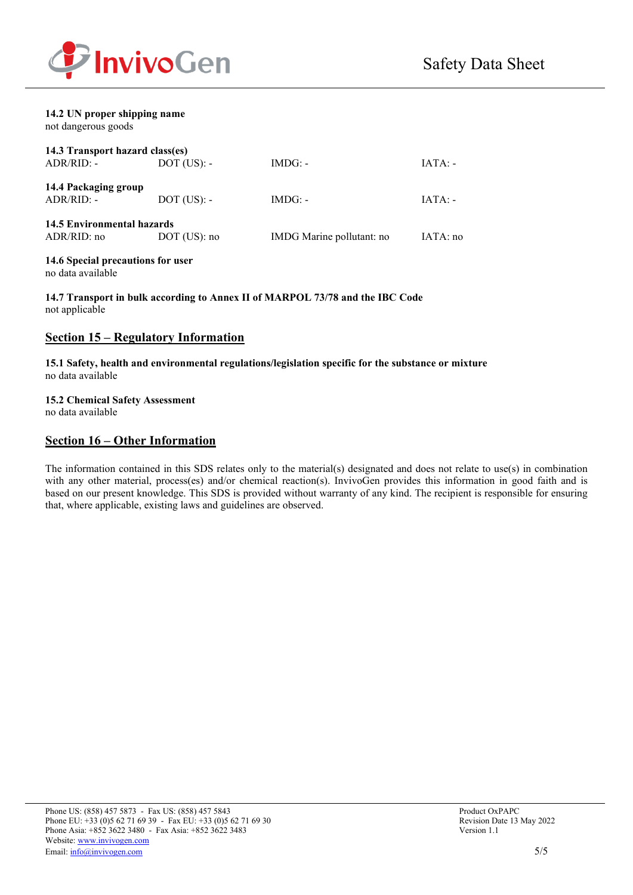**14.2 UN proper shipping name**
not dangerous goods

**14.3 Transport hazard class(es)**

| | | | |
|---|---|---|---|
| ADR/RID: - | DOT (US): - | IMDG: - | IATA: - |

**14.4 Packaging group**

| | | | |
|---|---|---|---|
| ADR/RID: - | DOT (US): - | IMDG: - | IATA: - |

**14.5 Environmental hazards**

| | | | |
|---|---|---|---|
| ADR/RID: no | DOT (US): no | IMDG Marine pollutant: no | IATA: no |

**14.6 Special precautions for user**
no data available

**14.7 Transport in bulk according to Annex II of MARPOL 73/78 and the IBC Code**
not applicable

## Section 15 – Regulatory Information

**15.1 Safety, health and environmental regulations/legislation specific for the substance or mixture**
no data available

**15.2 Chemical Safety Assessment**
no data available

## Section 16 – Other Information

The information contained in this SDS relates only to the material(s) designated and does not relate to use(s) in combination with any other material, process(es) and/or chemical reaction(s). InvivoGen provides this information in good faith and is based on our present knowledge. This SDS is provided without warranty of any kind. The recipient is responsible for ensuring that, where applicable, existing laws and guidelines are observed.